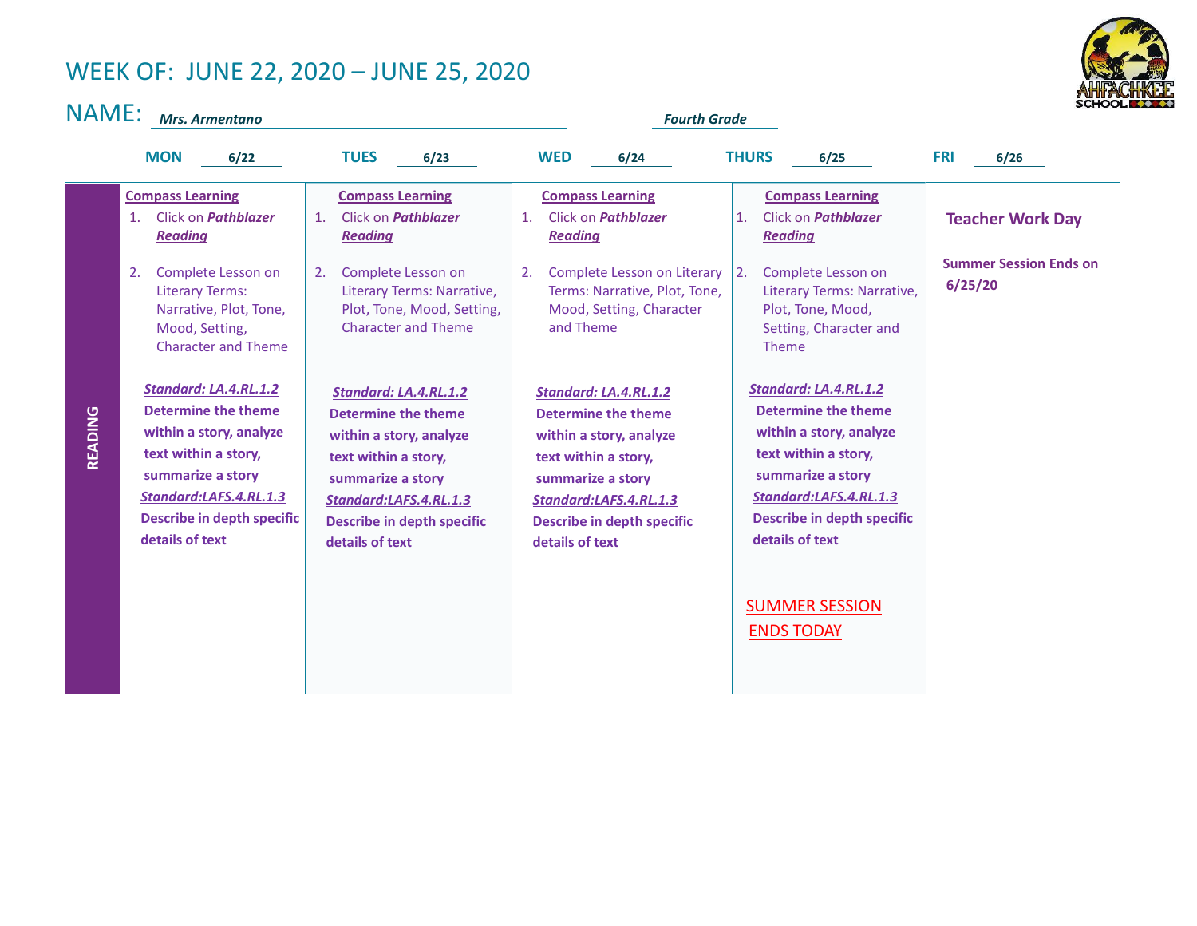# WEEK OF: JUNE 22, 2020 – JUNE 25, 2020

NAME: ***Mrs. Armentano*** ***Fourth Grade***

| | MON 6/22 | TUES 6/23 | WED 6/24 | THURS 6/25 | FRI 6/26 |
|---|---|---|---|---|---|
| **READING** | **Compass Learning**<br>1. Click on ***Pathblazer Reading***<br>2. Complete Lesson on Literary Terms: Narrative, Plot, Tone, Mood, Setting, Character and Theme<br><br>***Standard: LA.4.RL.1.2***<br>**Determine the theme within a story, analyze text within a story, summarize a story**<br>***Standard:LAFS.4.RL.1.3***<br>**Describe in depth specific details of text** | **Compass Learning**<br>1. Click on ***Pathblazer Reading***<br>2. Complete Lesson on Literary Terms: Narrative, Plot, Tone, Mood, Setting, Character and Theme<br><br>***Standard: LA.4.RL.1.2***<br>**Determine the theme within a story, analyze text within a story, summarize a story**<br>***Standard:LAFS.4.RL.1.3***<br>**Describe in depth specific details of text** | **Compass Learning**<br>1. Click on ***Pathblazer Reading***<br>2. Complete Lesson on Literary Terms: Narrative, Plot, Tone, Mood, Setting, Character and Theme<br><br>***Standard: LA.4.RL.1.2***<br>**Determine the theme within a story, analyze text within a story, summarize a story**<br>***Standard:LAFS.4.RL.1.3***<br>**Describe in depth specific details of text** | **Compass Learning**<br>1. Click on ***Pathblazer Reading***<br>2. Complete Lesson on Literary Terms: Narrative, Plot, Tone, Mood, Setting, Character and Theme<br><br>***Standard: LA.4.RL.1.2***<br>**Determine the theme within a story, analyze text within a story, summarize a story**<br>***Standard:LAFS.4.RL.1.3***<br>**Describe in depth specific details of text**<br><br>SUMMER SESSION ENDS TODAY | **Teacher Work Day**<br><br>**Summer Session Ends on 6/25/20** |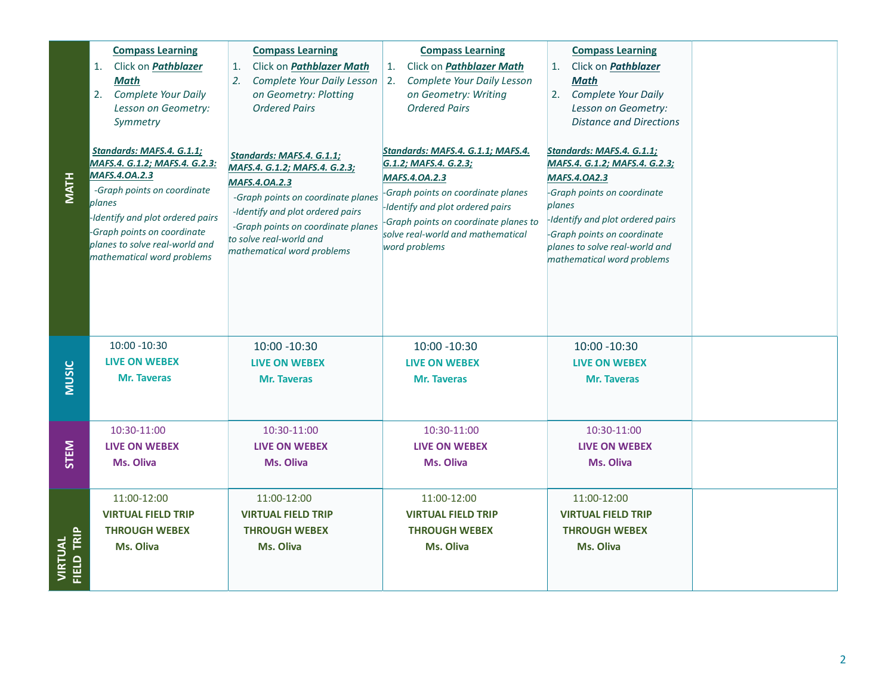| MATH | **Compass Learning**<br>1. Click on ***Pathblazer Math***<br>2. *Complete Your Daily Lesson on Geometry: Symmetry*<br><br>***Standards: MAFS.4. G.1.1; MAFS.4. G.1.2; MAFS.4. G.2.3: MAFS.4.OA.2.3***<br>*-Graph points on coordinate planes*<br>*-Identify and plot ordered pairs*<br>*-Graph points on coordinate planes to solve real-world and mathematical word problems* | **Compass Learning**<br>1. Click on ***Pathblazer Math***<br>2. *Complete Your Daily Lesson on Geometry: Plotting Ordered Pairs*<br><br>***Standards: MAFS.4. G.1.1; MAFS.4. G.1.2; MAFS.4. G.2.3; MAFS.4.OA.2.3***<br>*-Graph points on coordinate planes*<br>*-Identify and plot ordered pairs*<br>*-Graph points on coordinate planes to solve real-world and mathematical word problems* | **Compass Learning**<br>1. Click on ***Pathblazer Math***<br>2. *Complete Your Daily Lesson on Geometry: Writing Ordered Pairs*<br><br>***Standards: MAFS.4. G.1.1; MAFS.4. G.1.2; MAFS.4. G.2.3; MAFS.4.OA.2.3***<br>*-Graph points on coordinate planes*<br>*-Identify and plot ordered pairs*<br>*-Graph points on coordinate planes to solve real-world and mathematical word problems* | **Compass Learning**<br>1. Click on ***Pathblazer Math***<br>2. *Complete Your Daily Lesson on Geometry: Distance and Directions*<br><br>***Standards: MAFS.4. G.1.1; MAFS.4. G.1.2; MAFS.4. G.2.3; MAFS.4.OA2.3***<br>*-Graph points on coordinate planes*<br>*-Identify and plot ordered pairs*<br>*-Graph points on coordinate planes to solve real-world and mathematical word problems* | |
|---|---|---|---|---|---|
| MUSIC | 10:00 -10:30<br>**LIVE ON WEBEX**<br>**Mr. Taveras** | 10:00 -10:30<br>**LIVE ON WEBEX**<br>**Mr. Taveras** | 10:00 -10:30<br>**LIVE ON WEBEX**<br>**Mr. Taveras** | 10:00 -10:30<br>**LIVE ON WEBEX**<br>**Mr. Taveras** | |
| STEM | 10:30-11:00<br>**LIVE ON WEBEX**<br>**Ms. Oliva** | 10:30-11:00<br>**LIVE ON WEBEX**<br>**Ms. Oliva** | 10:30-11:00<br>**LIVE ON WEBEX**<br>**Ms. Oliva** | 10:30-11:00<br>**LIVE ON WEBEX**<br>**Ms. Oliva** | |
| VIRTUAL FIELD TRIP | 11:00-12:00<br>**VIRTUAL FIELD TRIP THROUGH WEBEX**<br>**Ms. Oliva** | 11:00-12:00<br>**VIRTUAL FIELD TRIP THROUGH WEBEX**<br>**Ms. Oliva** | 11:00-12:00<br>**VIRTUAL FIELD TRIP THROUGH WEBEX**<br>**Ms. Oliva** | 11:00-12:00<br>**VIRTUAL FIELD TRIP THROUGH WEBEX**<br>**Ms. Oliva** | |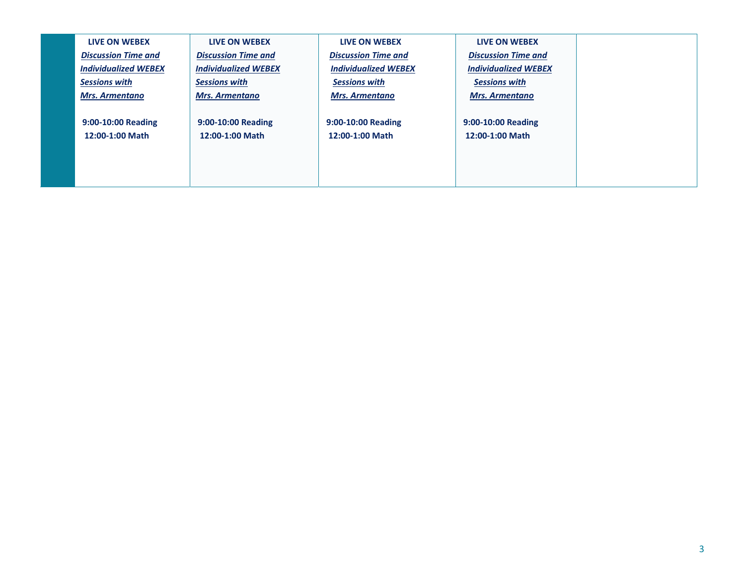| | | | | | |
|---|---|---|---|---|---|
| | **LIVE ON WEBEX**<br>***Discussion Time and Individualized WEBEX Sessions with Mrs. Armentano***<br><br>**9:00-10:00 Reading**<br>**12:00-1:00 Math** | **LIVE ON WEBEX**<br>***Discussion Time and Individualized WEBEX Sessions with Mrs. Armentano***<br><br>**9:00-10:00 Reading**<br>**12:00-1:00 Math** | **LIVE ON WEBEX**<br>***Discussion Time and Individualized WEBEX Sessions with Mrs. Armentano***<br><br>**9:00-10:00 Reading**<br>**12:00-1:00 Math** | **LIVE ON WEBEX**<br>***Discussion Time and Individualized WEBEX Sessions with Mrs. Armentano***<br><br>**9:00-10:00 Reading**<br>**12:00-1:00 Math** | |